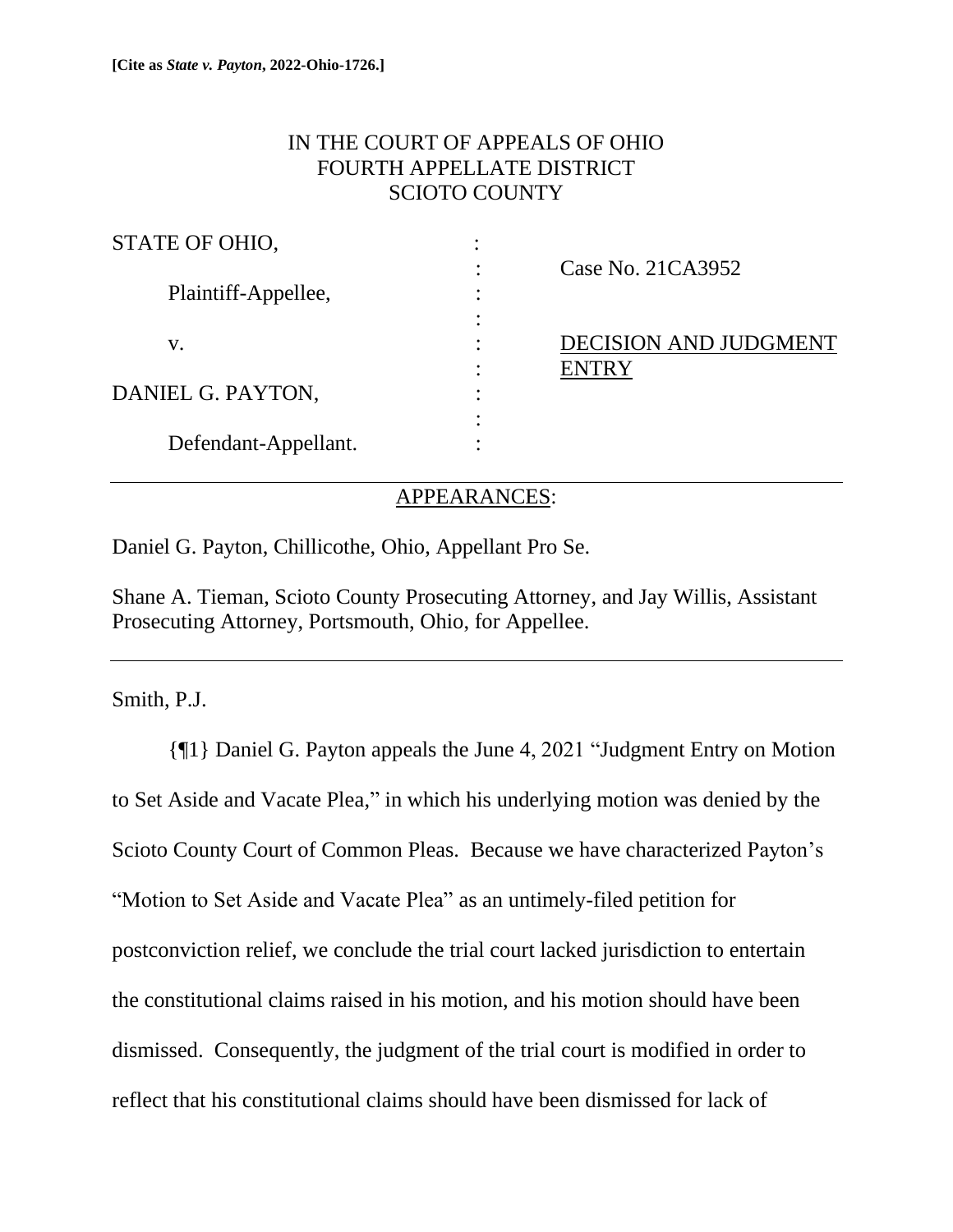**[Cite as *State v. Payton*, 2022-Ohio-1726.]**

IN THE COURT OF APPEALS OF OHIO
FOURTH APPELLATE DISTRICT
SCIOTO COUNTY

| | | |
|---|---|---|
| STATE OF OHIO, | : | |
| | : | Case No. 21CA3952 |
| Plaintiff-Appellee, | : | |
| | : | |
| v. | : | DECISION AND JUDGMENT ENTRY |
| | : | |
| DANIEL G. PAYTON, | : | |
| | : | |
| Defendant-Appellant. | : | |

APPEARANCES:

Daniel G. Payton, Chillicothe, Ohio, Appellant Pro Se.

Shane A. Tieman, Scioto County Prosecuting Attorney, and Jay Willis, Assistant Prosecuting Attorney, Portsmouth, Ohio, for Appellee.

---

Smith, P.J.

{¶1} Daniel G. Payton appeals the June 4, 2021 "Judgment Entry on Motion to Set Aside and Vacate Plea," in which his underlying motion was denied by the Scioto County Court of Common Pleas. Because we have characterized Payton's "Motion to Set Aside and Vacate Plea" as an untimely-filed petition for postconviction relief, we conclude the trial court lacked jurisdiction to entertain the constitutional claims raised in his motion, and his motion should have been dismissed. Consequently, the judgment of the trial court is modified in order to reflect that his constitutional claims should have been dismissed for lack of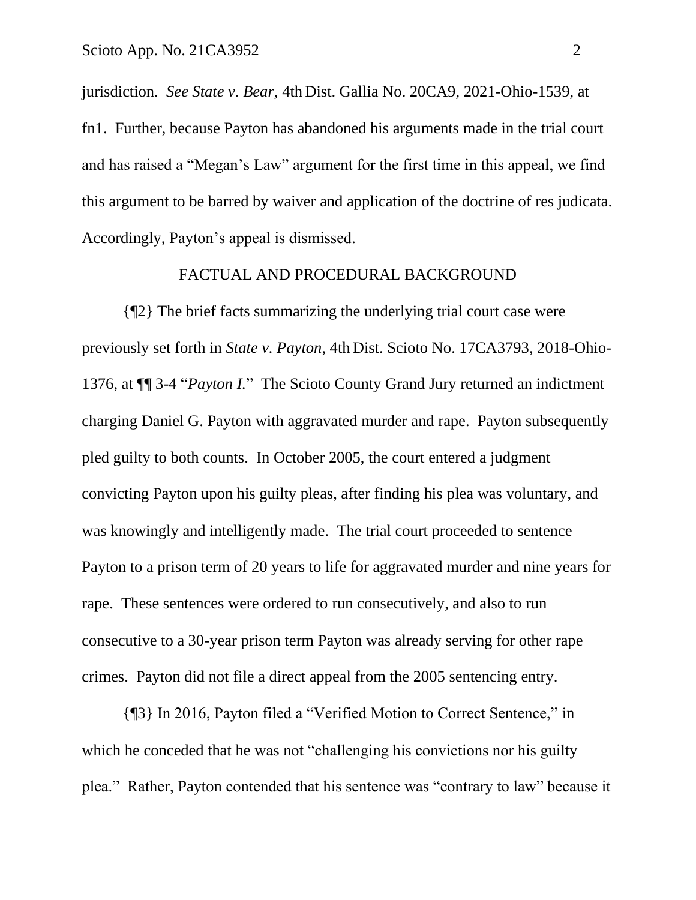jurisdiction. *See State v. Bear,* 4th Dist. Gallia No. 20CA9, 2021-Ohio-1539, at fn1. Further, because Payton has abandoned his arguments made in the trial court and has raised a "Megan's Law" argument for the first time in this appeal, we find this argument to be barred by waiver and application of the doctrine of res judicata. Accordingly, Payton's appeal is dismissed.

## FACTUAL AND PROCEDURAL BACKGROUND

{¶2} The brief facts summarizing the underlying trial court case were previously set forth in *State v. Payton,* 4th Dist. Scioto No. 17CA3793, 2018-Ohio-1376, at ¶¶ 3-4 "*Payton I.*" The Scioto County Grand Jury returned an indictment charging Daniel G. Payton with aggravated murder and rape. Payton subsequently pled guilty to both counts. In October 2005, the court entered a judgment convicting Payton upon his guilty pleas, after finding his plea was voluntary, and was knowingly and intelligently made. The trial court proceeded to sentence Payton to a prison term of 20 years to life for aggravated murder and nine years for rape. These sentences were ordered to run consecutively, and also to run consecutive to a 30-year prison term Payton was already serving for other rape crimes. Payton did not file a direct appeal from the 2005 sentencing entry.

{¶3} In 2016, Payton filed a "Verified Motion to Correct Sentence," in which he conceded that he was not "challenging his convictions nor his guilty plea." Rather, Payton contended that his sentence was "contrary to law" because it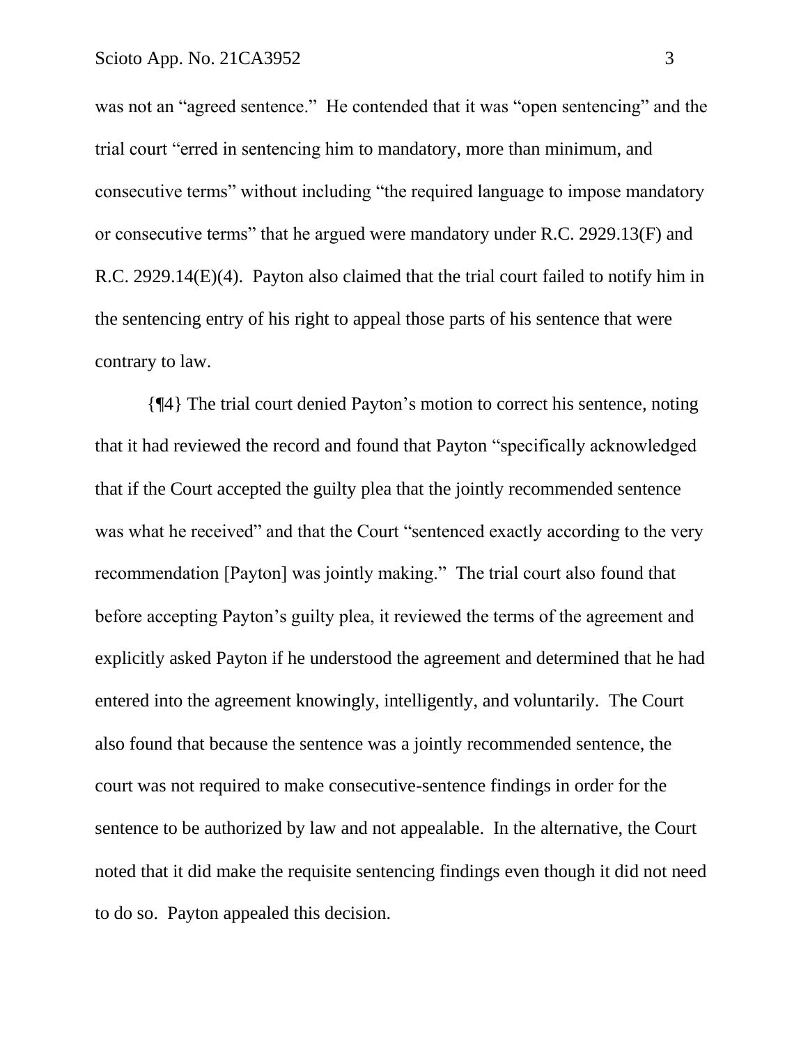was not an "agreed sentence." He contended that it was "open sentencing" and the trial court "erred in sentencing him to mandatory, more than minimum, and consecutive terms" without including "the required language to impose mandatory or consecutive terms" that he argued were mandatory under R.C. 2929.13(F) and R.C. 2929.14(E)(4). Payton also claimed that the trial court failed to notify him in the sentencing entry of his right to appeal those parts of his sentence that were contrary to law.

{¶4} The trial court denied Payton's motion to correct his sentence, noting that it had reviewed the record and found that Payton "specifically acknowledged that if the Court accepted the guilty plea that the jointly recommended sentence was what he received" and that the Court "sentenced exactly according to the very recommendation [Payton] was jointly making." The trial court also found that before accepting Payton's guilty plea, it reviewed the terms of the agreement and explicitly asked Payton if he understood the agreement and determined that he had entered into the agreement knowingly, intelligently, and voluntarily. The Court also found that because the sentence was a jointly recommended sentence, the court was not required to make consecutive-sentence findings in order for the sentence to be authorized by law and not appealable. In the alternative, the Court noted that it did make the requisite sentencing findings even though it did not need to do so. Payton appealed this decision.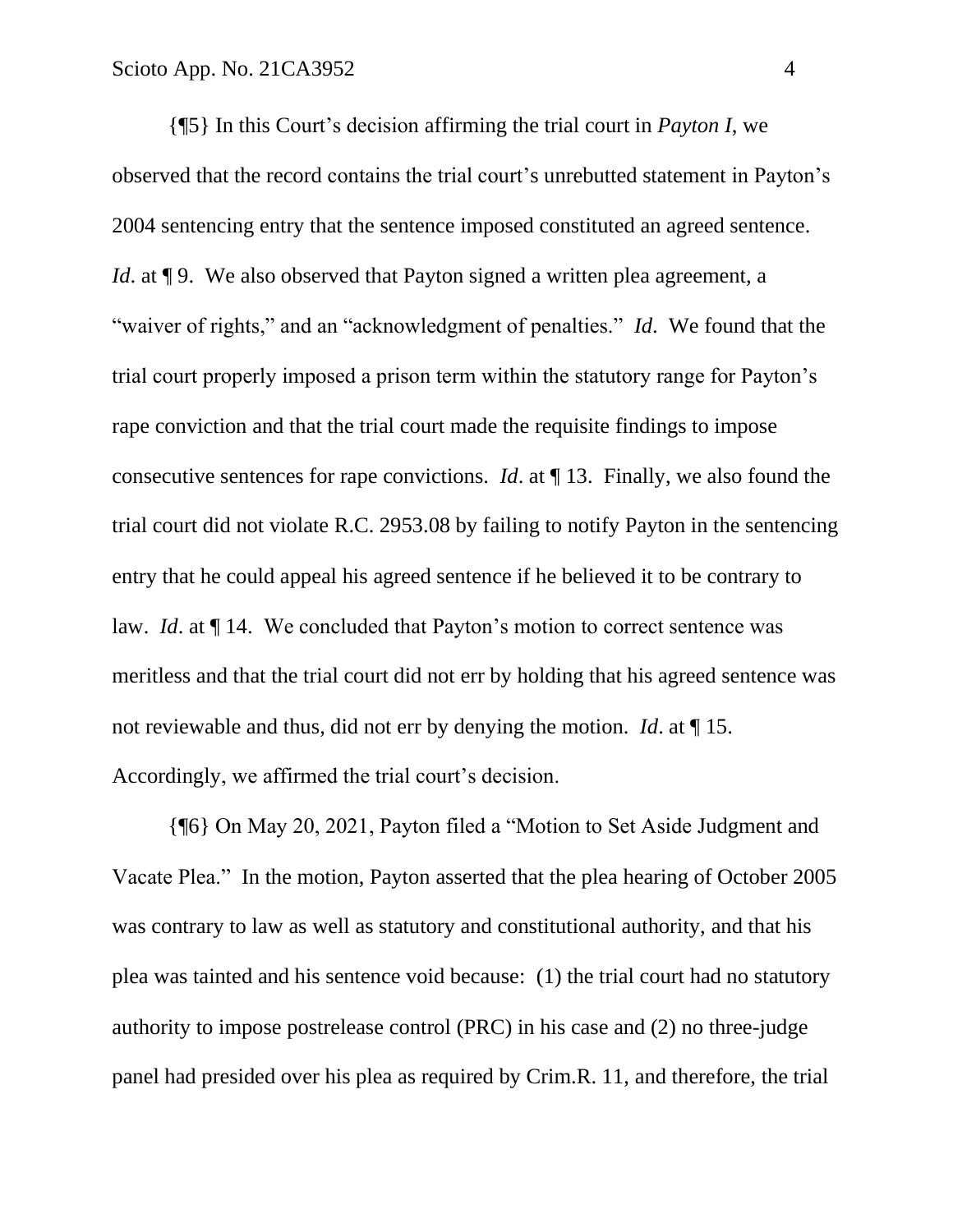{¶5} In this Court's decision affirming the trial court in *Payton I*, we observed that the record contains the trial court's unrebutted statement in Payton's 2004 sentencing entry that the sentence imposed constituted an agreed sentence. *Id*. at ¶ 9. We also observed that Payton signed a written plea agreement, a "waiver of rights," and an "acknowledgment of penalties." *Id*. We found that the trial court properly imposed a prison term within the statutory range for Payton's rape conviction and that the trial court made the requisite findings to impose consecutive sentences for rape convictions. *Id*. at ¶ 13. Finally, we also found the trial court did not violate R.C. 2953.08 by failing to notify Payton in the sentencing entry that he could appeal his agreed sentence if he believed it to be contrary to law. *Id*. at ¶ 14. We concluded that Payton's motion to correct sentence was meritless and that the trial court did not err by holding that his agreed sentence was not reviewable and thus, did not err by denying the motion. *Id*. at ¶ 15. Accordingly, we affirmed the trial court's decision.

{¶6} On May 20, 2021, Payton filed a "Motion to Set Aside Judgment and Vacate Plea." In the motion, Payton asserted that the plea hearing of October 2005 was contrary to law as well as statutory and constitutional authority, and that his plea was tainted and his sentence void because: (1) the trial court had no statutory authority to impose postrelease control (PRC) in his case and (2) no three-judge panel had presided over his plea as required by Crim.R. 11, and therefore, the trial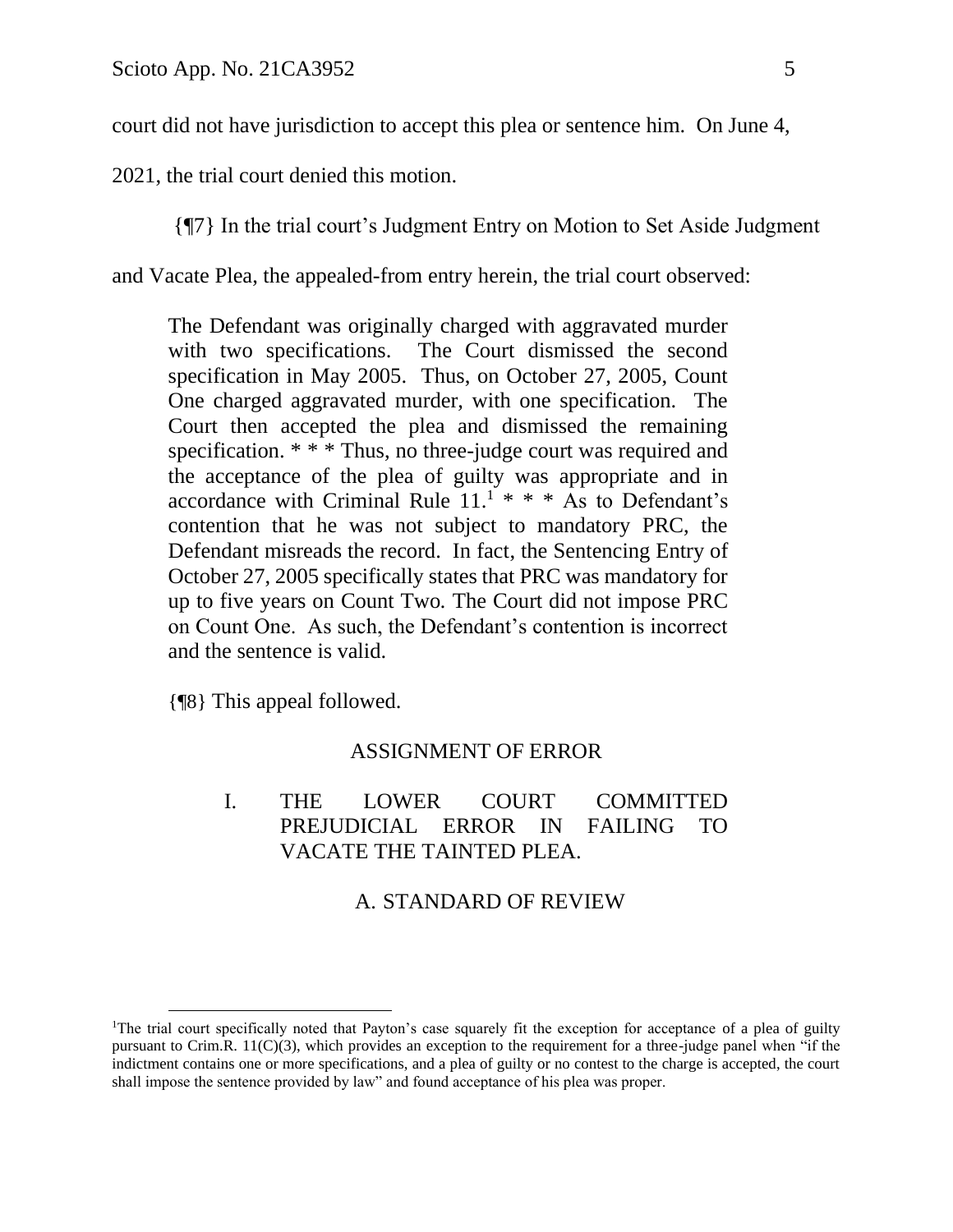court did not have jurisdiction to accept this plea or sentence him. On June 4, 2021, the trial court denied this motion.

{¶7} In the trial court's Judgment Entry on Motion to Set Aside Judgment and Vacate Plea, the appealed-from entry herein, the trial court observed:

> The Defendant was originally charged with aggravated murder with two specifications. The Court dismissed the second specification in May 2005. Thus, on October 27, 2005, Count One charged aggravated murder, with one specification. The Court then accepted the plea and dismissed the remaining specification. * * * Thus, no three-judge court was required and the acceptance of the plea of guilty was appropriate and in accordance with Criminal Rule 11.[1] * * * As to Defendant's contention that he was not subject to mandatory PRC, the Defendant misreads the record. In fact, the Sentencing Entry of October 27, 2005 specifically states that PRC was mandatory for up to five years on Count Two. The Court did not impose PRC on Count One. As such, the Defendant's contention is incorrect and the sentence is valid.

{¶8} This appeal followed.

## ASSIGNMENT OF ERROR

I. THE LOWER COURT COMMITTED PREJUDICIAL ERROR IN FAILING TO VACATE THE TAINTED PLEA.

### A. STANDARD OF REVIEW

---

[1] The trial court specifically noted that Payton's case squarely fit the exception for acceptance of a plea of guilty pursuant to Crim.R. 11(C)(3), which provides an exception to the requirement for a three-judge panel when "if the indictment contains one or more specifications, and a plea of guilty or no contest to the charge is accepted, the court shall impose the sentence provided by law" and found acceptance of his plea was proper.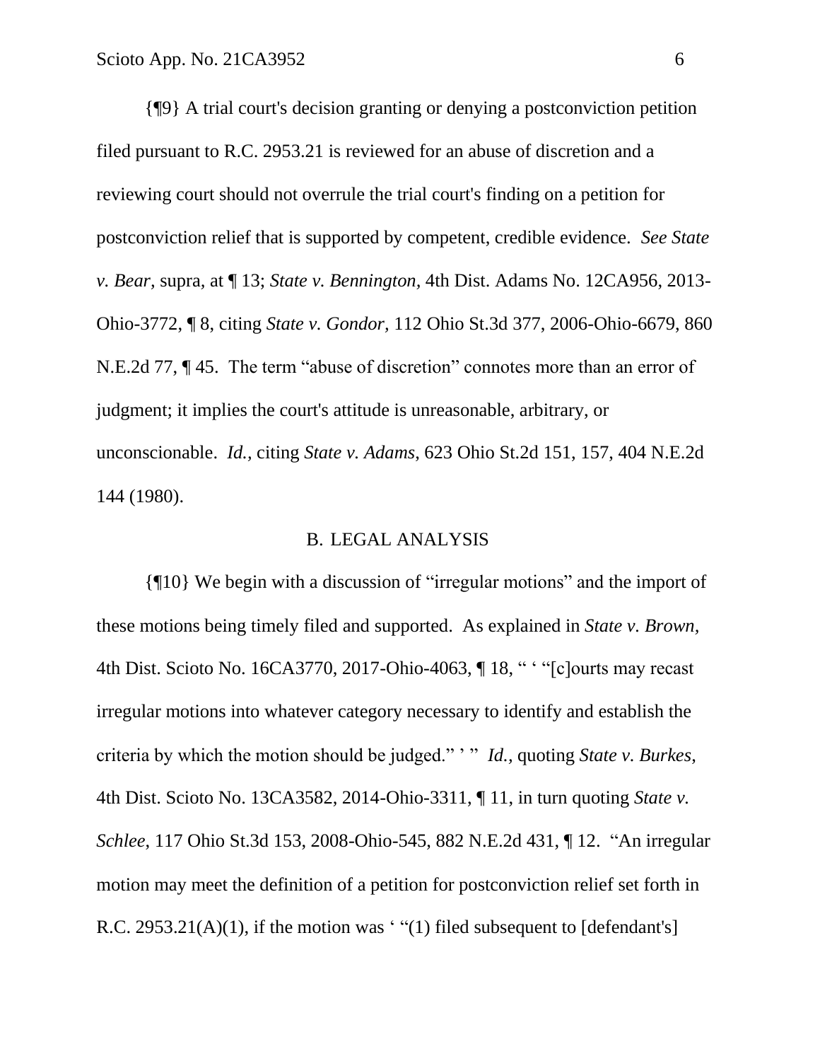{¶9} A trial court's decision granting or denying a postconviction petition filed pursuant to R.C. 2953.21 is reviewed for an abuse of discretion and a reviewing court should not overrule the trial court's finding on a petition for postconviction relief that is supported by competent, credible evidence. *See State v. Bear,* supra, at ¶ 13; *State v. Bennington,* 4th Dist. Adams No. 12CA956, 2013-Ohio-3772, ¶ 8, citing *State v. Gondor,* 112 Ohio St.3d 377, 2006-Ohio-6679, 860 N.E.2d 77, ¶ 45. The term "abuse of discretion" connotes more than an error of judgment; it implies the court's attitude is unreasonable, arbitrary, or unconscionable. *Id.,* citing *State v. Adams,* 623 Ohio St.2d 151, 157, 404 N.E.2d 144 (1980).

## B. LEGAL ANALYSIS

{¶10} We begin with a discussion of "irregular motions" and the import of these motions being timely filed and supported. As explained in *State v. Brown,* 4th Dist. Scioto No. 16CA3770, 2017-Ohio-4063, ¶ 18, " ' "[c]ourts may recast irregular motions into whatever category necessary to identify and establish the criteria by which the motion should be judged." ' " *Id.,* quoting *State v. Burkes,* 4th Dist. Scioto No. 13CA3582, 2014-Ohio-3311, ¶ 11, in turn quoting *State v. Schlee,* 117 Ohio St.3d 153, 2008-Ohio-545, 882 N.E.2d 431, ¶ 12. "An irregular motion may meet the definition of a petition for postconviction relief set forth in R.C. 2953.21(A)(1), if the motion was ' "(1) filed subsequent to [defendant's]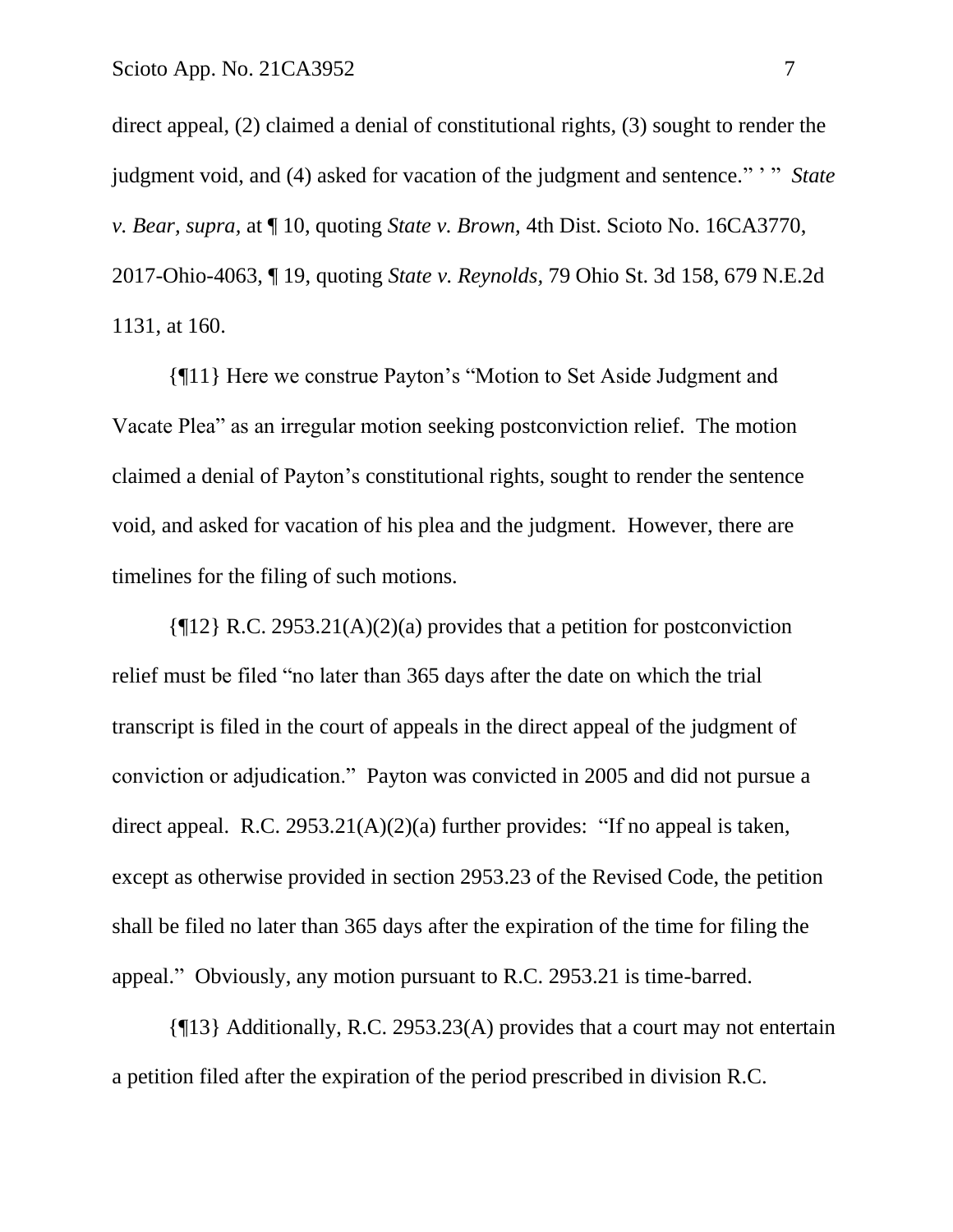direct appeal, (2) claimed a denial of constitutional rights, (3) sought to render the judgment void, and (4) asked for vacation of the judgment and sentence." ' " *State v. Bear, supra,* at ¶ 10, quoting *State v. Brown,* 4th Dist. Scioto No. 16CA3770, 2017-Ohio-4063, ¶ 19, quoting *State v. Reynolds,* 79 Ohio St. 3d 158, 679 N.E.2d 1131, at 160.

{¶11} Here we construe Payton's "Motion to Set Aside Judgment and Vacate Plea" as an irregular motion seeking postconviction relief. The motion claimed a denial of Payton's constitutional rights, sought to render the sentence void, and asked for vacation of his plea and the judgment. However, there are timelines for the filing of such motions.

{¶12} R.C. 2953.21(A)(2)(a) provides that a petition for postconviction relief must be filed "no later than 365 days after the date on which the trial transcript is filed in the court of appeals in the direct appeal of the judgment of conviction or adjudication." Payton was convicted in 2005 and did not pursue a direct appeal. R.C. 2953.21(A)(2)(a) further provides: "If no appeal is taken, except as otherwise provided in section 2953.23 of the Revised Code, the petition shall be filed no later than 365 days after the expiration of the time for filing the appeal." Obviously, any motion pursuant to R.C. 2953.21 is time-barred.

{¶13} Additionally, R.C. 2953.23(A) provides that a court may not entertain a petition filed after the expiration of the period prescribed in division R.C.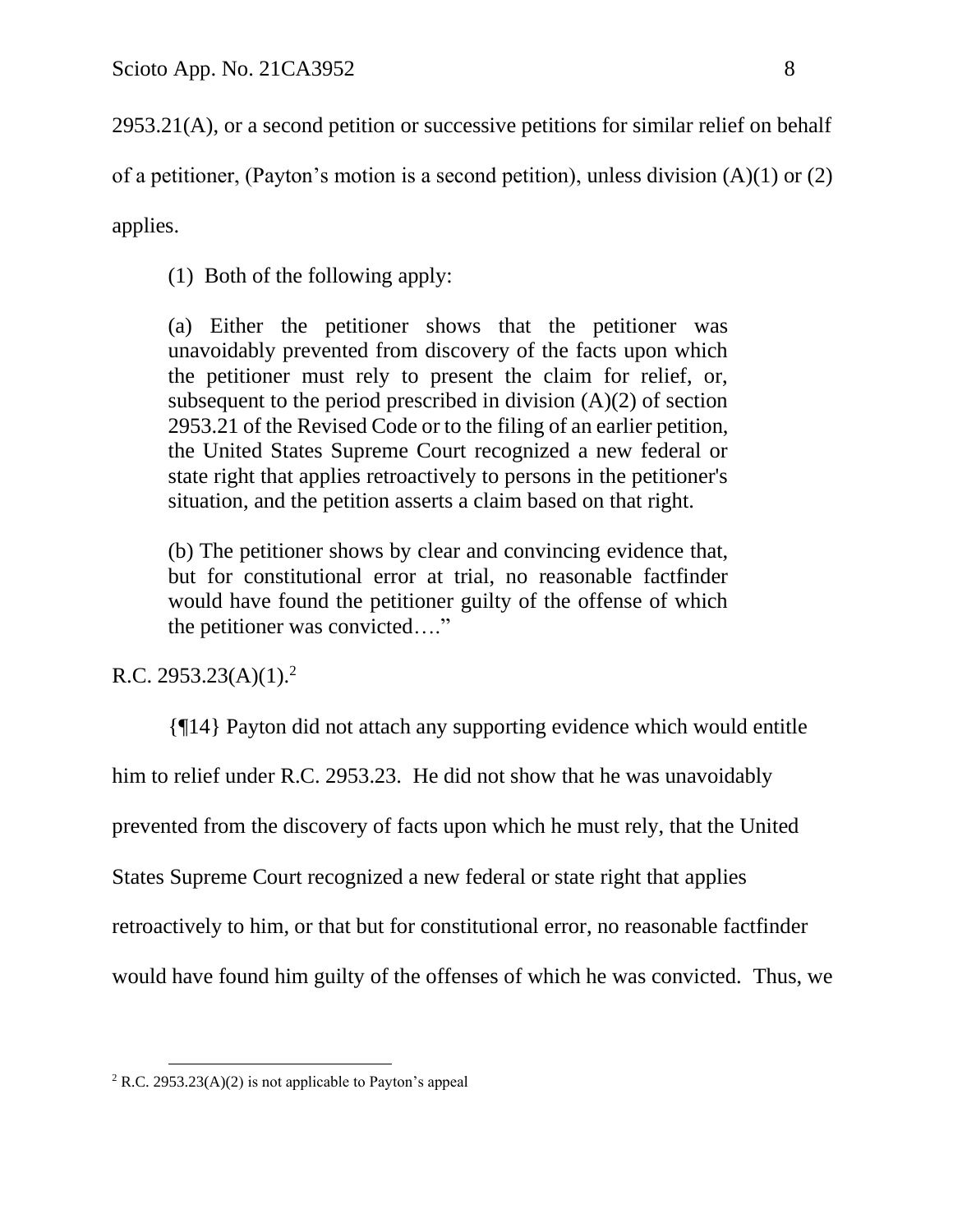2953.21(A), or a second petition or successive petitions for similar relief on behalf of a petitioner, (Payton's motion is a second petition), unless division (A)(1) or (2) applies.

> (1) Both of the following apply:
>
> (a) Either the petitioner shows that the petitioner was unavoidably prevented from discovery of the facts upon which the petitioner must rely to present the claim for relief, or, subsequent to the period prescribed in division (A)(2) of section 2953.21 of the Revised Code or to the filing of an earlier petition, the United States Supreme Court recognized a new federal or state right that applies retroactively to persons in the petitioner's situation, and the petition asserts a claim based on that right.
>
> (b) The petitioner shows by clear and convincing evidence that, but for constitutional error at trial, no reasonable factfinder would have found the petitioner guilty of the offense of which the petitioner was convicted…."

R.C. 2953.23(A)(1).[2]

{¶14} Payton did not attach any supporting evidence which would entitle him to relief under R.C. 2953.23. He did not show that he was unavoidably prevented from the discovery of facts upon which he must rely, that the United States Supreme Court recognized a new federal or state right that applies retroactively to him, or that but for constitutional error, no reasonable factfinder would have found him guilty of the offenses of which he was convicted. Thus, we

[2] R.C. 2953.23(A)(2) is not applicable to Payton's appeal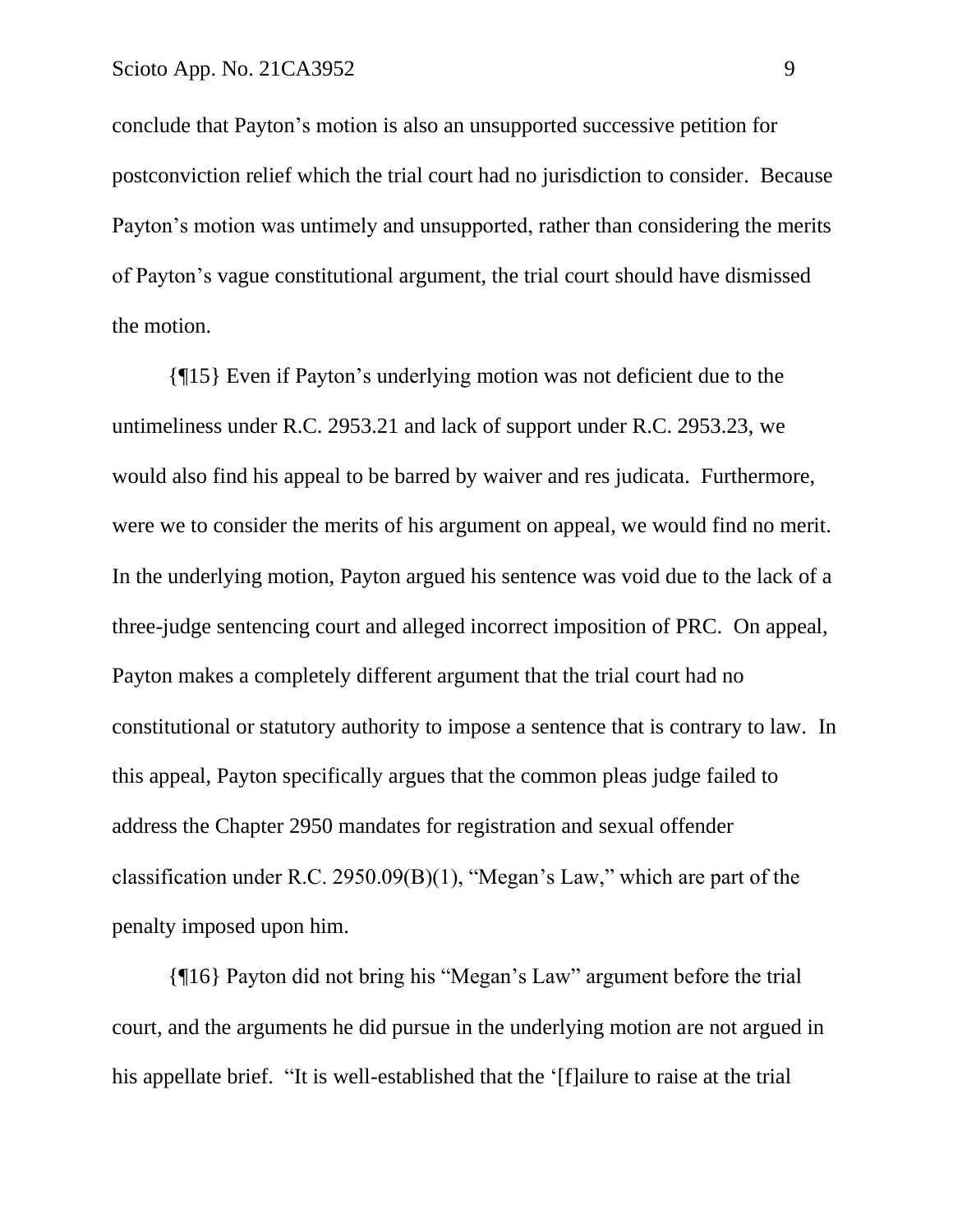conclude that Payton's motion is also an unsupported successive petition for postconviction relief which the trial court had no jurisdiction to consider. Because Payton's motion was untimely and unsupported, rather than considering the merits of Payton's vague constitutional argument, the trial court should have dismissed the motion.

{¶15} Even if Payton's underlying motion was not deficient due to the untimeliness under R.C. 2953.21 and lack of support under R.C. 2953.23, we would also find his appeal to be barred by waiver and res judicata. Furthermore, were we to consider the merits of his argument on appeal, we would find no merit. In the underlying motion, Payton argued his sentence was void due to the lack of a three-judge sentencing court and alleged incorrect imposition of PRC. On appeal, Payton makes a completely different argument that the trial court had no constitutional or statutory authority to impose a sentence that is contrary to law. In this appeal, Payton specifically argues that the common pleas judge failed to address the Chapter 2950 mandates for registration and sexual offender classification under R.C. 2950.09(B)(1), "Megan's Law," which are part of the penalty imposed upon him.

{¶16} Payton did not bring his "Megan's Law" argument before the trial court, and the arguments he did pursue in the underlying motion are not argued in his appellate brief. "It is well-established that the '[f]ailure to raise at the trial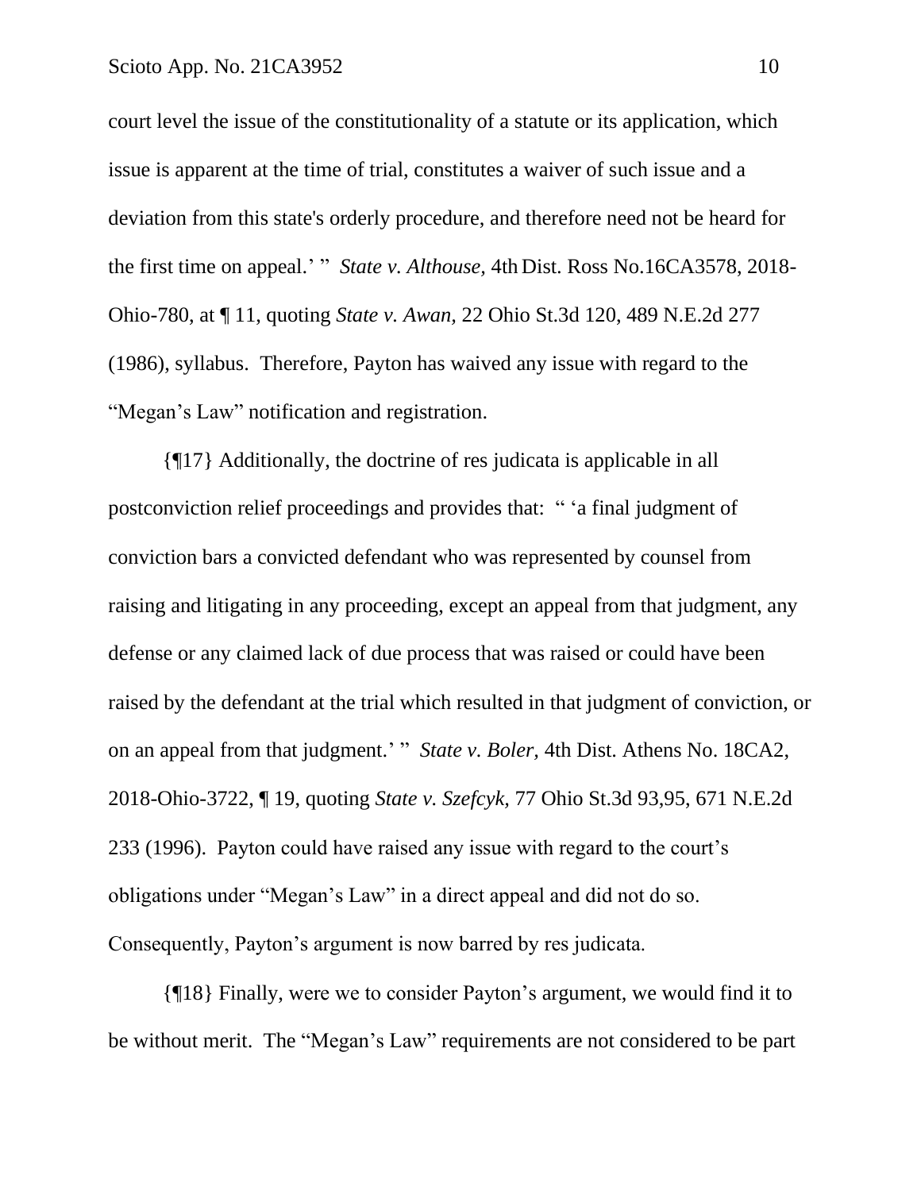court level the issue of the constitutionality of a statute or its application, which issue is apparent at the time of trial, constitutes a waiver of such issue and a deviation from this state's orderly procedure, and therefore need not be heard for the first time on appeal.' " *State v. Althouse,* 4th Dist. Ross No.16CA3578, 2018-Ohio-780, at ¶ 11, quoting *State v. Awan,* 22 Ohio St.3d 120, 489 N.E.2d 277 (1986), syllabus. Therefore, Payton has waived any issue with regard to the "Megan's Law" notification and registration.

{¶17} Additionally, the doctrine of res judicata is applicable in all postconviction relief proceedings and provides that: " 'a final judgment of conviction bars a convicted defendant who was represented by counsel from raising and litigating in any proceeding, except an appeal from that judgment, any defense or any claimed lack of due process that was raised or could have been raised by the defendant at the trial which resulted in that judgment of conviction, or on an appeal from that judgment.' " *State v. Boler,* 4th Dist. Athens No. 18CA2, 2018-Ohio-3722, ¶ 19, quoting *State v. Szefcyk,* 77 Ohio St.3d 93,95, 671 N.E.2d 233 (1996). Payton could have raised any issue with regard to the court's obligations under "Megan's Law" in a direct appeal and did not do so. Consequently, Payton's argument is now barred by res judicata.

{¶18} Finally, were we to consider Payton's argument, we would find it to be without merit. The "Megan's Law" requirements are not considered to be part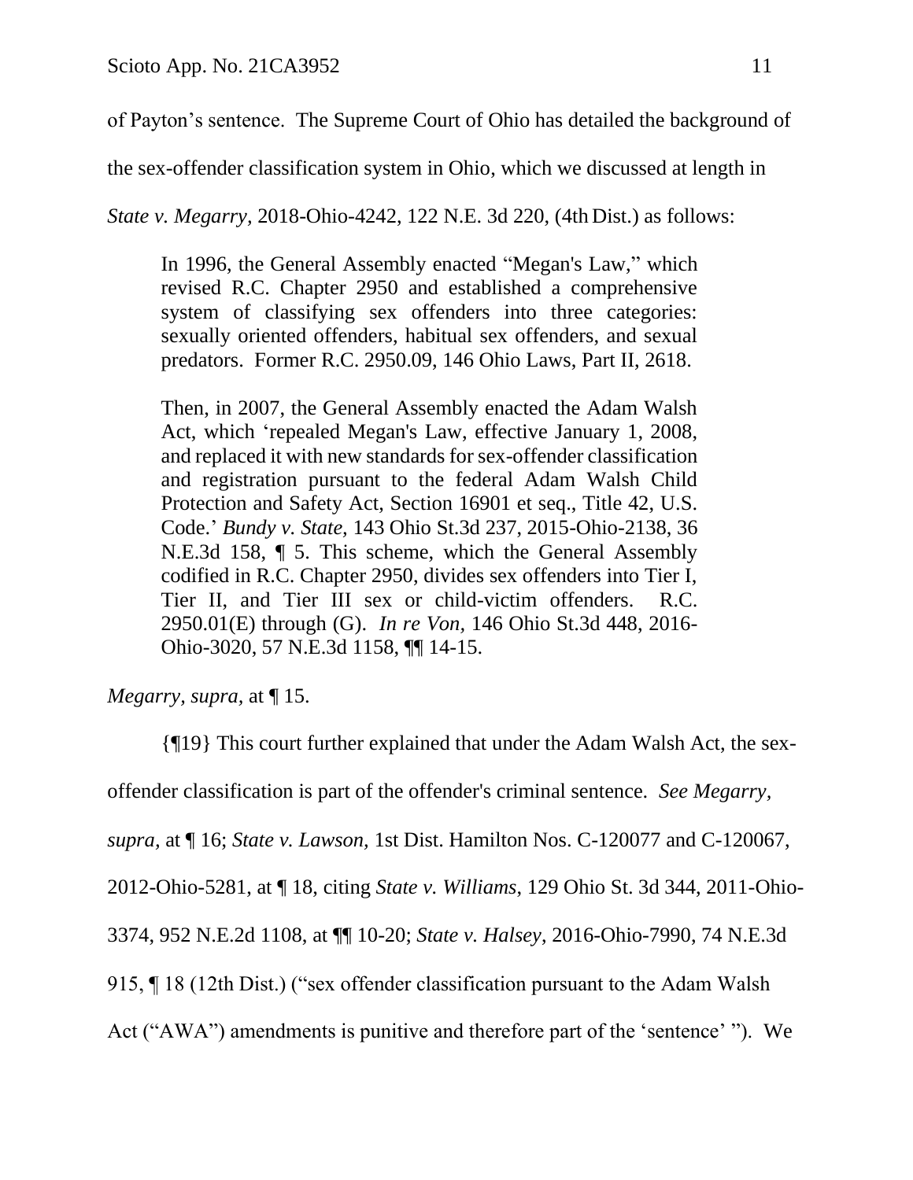of Payton's sentence. The Supreme Court of Ohio has detailed the background of the sex-offender classification system in Ohio, which we discussed at length in *State v. Megarry,* 2018-Ohio-4242, 122 N.E. 3d 220, (4th Dist.) as follows:

> In 1996, the General Assembly enacted "Megan's Law," which revised R.C. Chapter 2950 and established a comprehensive system of classifying sex offenders into three categories: sexually oriented offenders, habitual sex offenders, and sexual predators. Former R.C. 2950.09, 146 Ohio Laws, Part II, 2618.
>
> Then, in 2007, the General Assembly enacted the Adam Walsh Act, which 'repealed Megan's Law, effective January 1, 2008, and replaced it with new standards for sex-offender classification and registration pursuant to the federal Adam Walsh Child Protection and Safety Act, Section 16901 et seq., Title 42, U.S. Code.' *Bundy v. State*, 143 Ohio St.3d 237, 2015-Ohio-2138, 36 N.E.3d 158, ¶ 5. This scheme, which the General Assembly codified in R.C. Chapter 2950, divides sex offenders into Tier I, Tier II, and Tier III sex or child-victim offenders. R.C. 2950.01(E) through (G). *In re Von*, 146 Ohio St.3d 448, 2016-Ohio-3020, 57 N.E.3d 1158, ¶¶ 14-15.

*Megarry, supra,* at ¶ 15.

{¶19} This court further explained that under the Adam Walsh Act, the sex-offender classification is part of the offender's criminal sentence. *See Megarry, supra,* at ¶ 16; *State v. Lawson*, 1st Dist. Hamilton Nos. C-120077 and C-120067, 2012-Ohio-5281, at ¶ 18, citing *State v. Williams*, 129 Ohio St. 3d 344, 2011-Ohio-3374, 952 N.E.2d 1108, at ¶¶ 10-20; *State v. Halsey*, 2016-Ohio-7990, 74 N.E.3d 915, ¶ 18 (12th Dist.) ("sex offender classification pursuant to the Adam Walsh Act ("AWA") amendments is punitive and therefore part of the 'sentence' "). We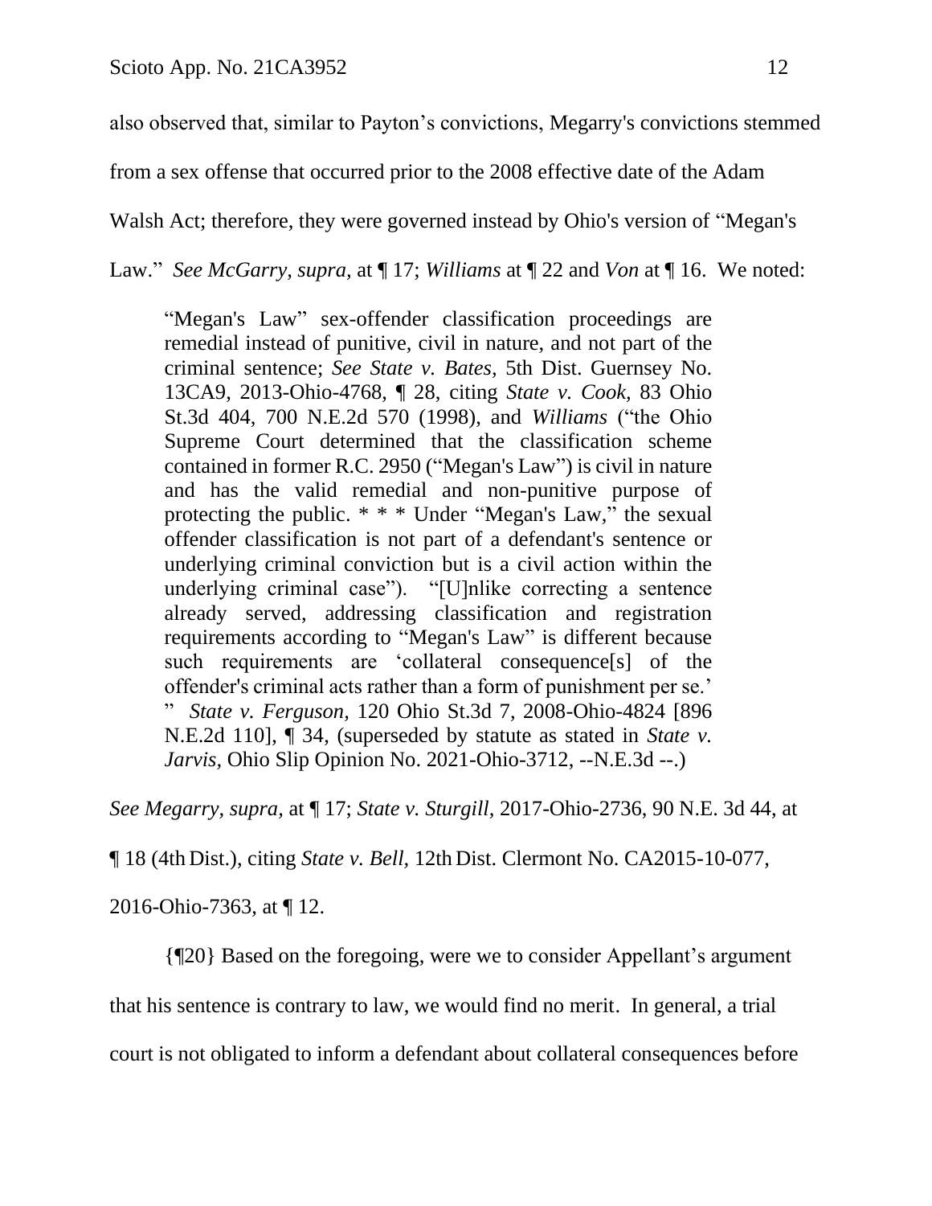also observed that, similar to Payton's convictions, Megarry's convictions stemmed from a sex offense that occurred prior to the 2008 effective date of the Adam Walsh Act; therefore, they were governed instead by Ohio's version of "Megan's Law." *See McGarry, supra,* at ¶ 17; *Williams* at ¶ 22 and *Von* at ¶ 16. We noted:

> "Megan's Law" sex-offender classification proceedings are remedial instead of punitive, civil in nature, and not part of the criminal sentence; *See State v. Bates,* 5th Dist. Guernsey No. 13CA9, 2013-Ohio-4768, ¶ 28, citing *State v. Cook,* 83 Ohio St.3d 404, 700 N.E.2d 570 (1998), and *Williams* ("the Ohio Supreme Court determined that the classification scheme contained in former R.C. 2950 ("Megan's Law") is civil in nature and has the valid remedial and non-punitive purpose of protecting the public. * * * Under "Megan's Law," the sexual offender classification is not part of a defendant's sentence or underlying criminal conviction but is a civil action within the underlying criminal case"). "[U]nlike correcting a sentence already served, addressing classification and registration requirements according to "Megan's Law" is different because such requirements are 'collateral consequence[s] of the offender's criminal acts rather than a form of punishment per se.' " *State v. Ferguson,* 120 Ohio St.3d 7, 2008-Ohio-4824 [896 N.E.2d 110], ¶ 34, (superseded by statute as stated in *State v. Jarvis,* Ohio Slip Opinion No. 2021-Ohio-3712, --N.E.3d --.)

*See Megarry, supra,* at ¶ 17; *State v. Sturgill,* 2017-Ohio-2736, 90 N.E. 3d 44, at ¶ 18 (4th Dist.), citing *State v. Bell,* 12th Dist. Clermont No. CA2015-10-077, 2016-Ohio-7363, at ¶ 12.

{¶20} Based on the foregoing, were we to consider Appellant's argument that his sentence is contrary to law, we would find no merit. In general, a trial court is not obligated to inform a defendant about collateral consequences before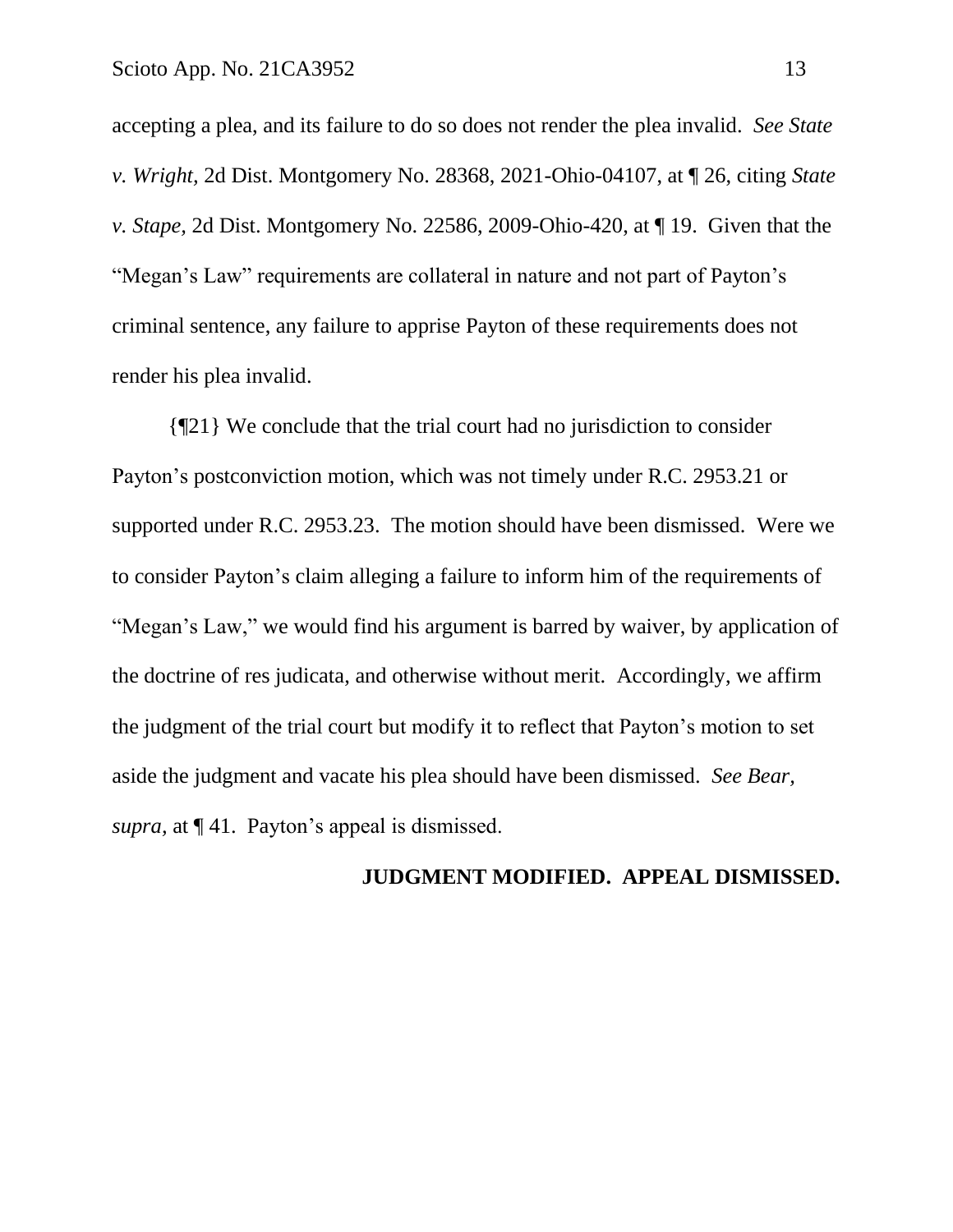accepting a plea, and its failure to do so does not render the plea invalid. *See State v. Wright*, 2d Dist. Montgomery No. 28368, 2021-Ohio-04107, at ¶ 26, citing *State v. Stape*, 2d Dist. Montgomery No. 22586, 2009-Ohio-420, at ¶ 19. Given that the "Megan's Law" requirements are collateral in nature and not part of Payton's criminal sentence, any failure to apprise Payton of these requirements does not render his plea invalid.

{¶21} We conclude that the trial court had no jurisdiction to consider Payton's postconviction motion, which was not timely under R.C. 2953.21 or supported under R.C. 2953.23. The motion should have been dismissed. Were we to consider Payton's claim alleging a failure to inform him of the requirements of "Megan's Law," we would find his argument is barred by waiver, by application of the doctrine of res judicata, and otherwise without merit. Accordingly, we affirm the judgment of the trial court but modify it to reflect that Payton's motion to set aside the judgment and vacate his plea should have been dismissed. *See Bear, supra*, at ¶ 41. Payton's appeal is dismissed.

**JUDGMENT MODIFIED. APPEAL DISMISSED.**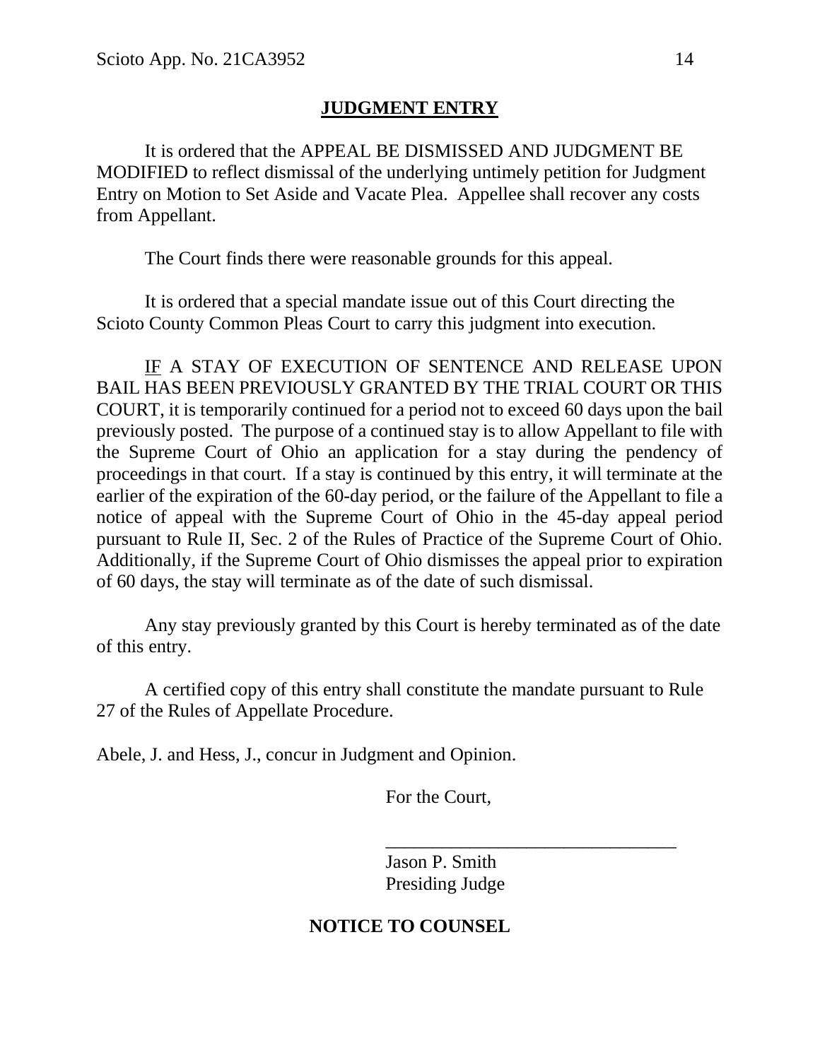## JUDGMENT ENTRY

It is ordered that the APPEAL BE DISMISSED AND JUDGMENT BE MODIFIED to reflect dismissal of the underlying untimely petition for Judgment Entry on Motion to Set Aside and Vacate Plea. Appellee shall recover any costs from Appellant.

The Court finds there were reasonable grounds for this appeal.

It is ordered that a special mandate issue out of this Court directing the Scioto County Common Pleas Court to carry this judgment into execution.

IF A STAY OF EXECUTION OF SENTENCE AND RELEASE UPON BAIL HAS BEEN PREVIOUSLY GRANTED BY THE TRIAL COURT OR THIS COURT, it is temporarily continued for a period not to exceed 60 days upon the bail previously posted. The purpose of a continued stay is to allow Appellant to file with the Supreme Court of Ohio an application for a stay during the pendency of proceedings in that court. If a stay is continued by this entry, it will terminate at the earlier of the expiration of the 60-day period, or the failure of the Appellant to file a notice of appeal with the Supreme Court of Ohio in the 45-day appeal period pursuant to Rule II, Sec. 2 of the Rules of Practice of the Supreme Court of Ohio. Additionally, if the Supreme Court of Ohio dismisses the appeal prior to expiration of 60 days, the stay will terminate as of the date of such dismissal.

Any stay previously granted by this Court is hereby terminated as of the date of this entry.

A certified copy of this entry shall constitute the mandate pursuant to Rule 27 of the Rules of Appellate Procedure.

Abele, J. and Hess, J., concur in Judgment and Opinion.

For the Court,

_______________________________
Jason P. Smith
Presiding Judge

**NOTICE TO COUNSEL**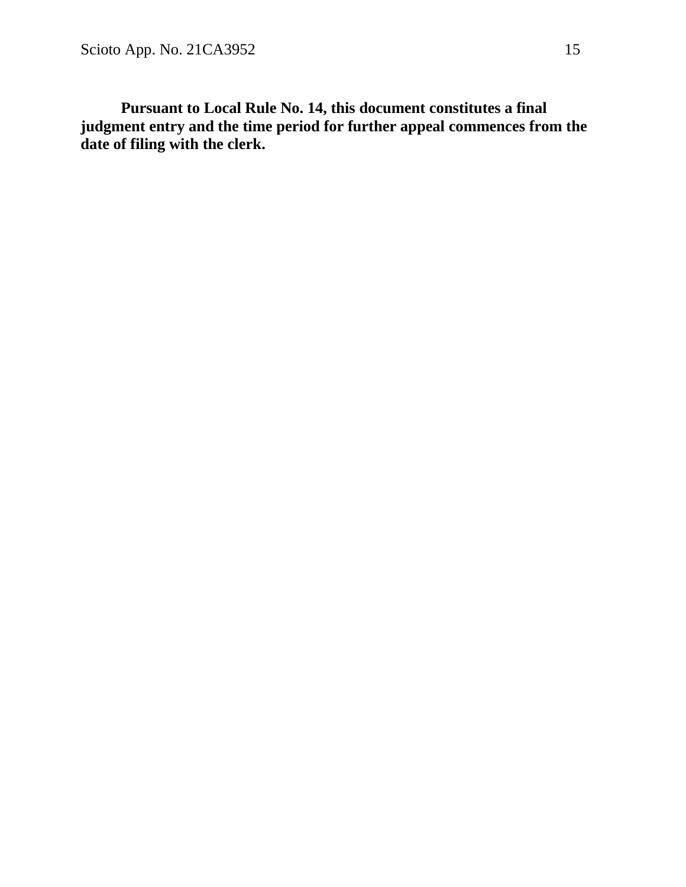**Pursuant to Local Rule No. 14, this document constitutes a final judgment entry and the time period for further appeal commences from the date of filing with the clerk.**